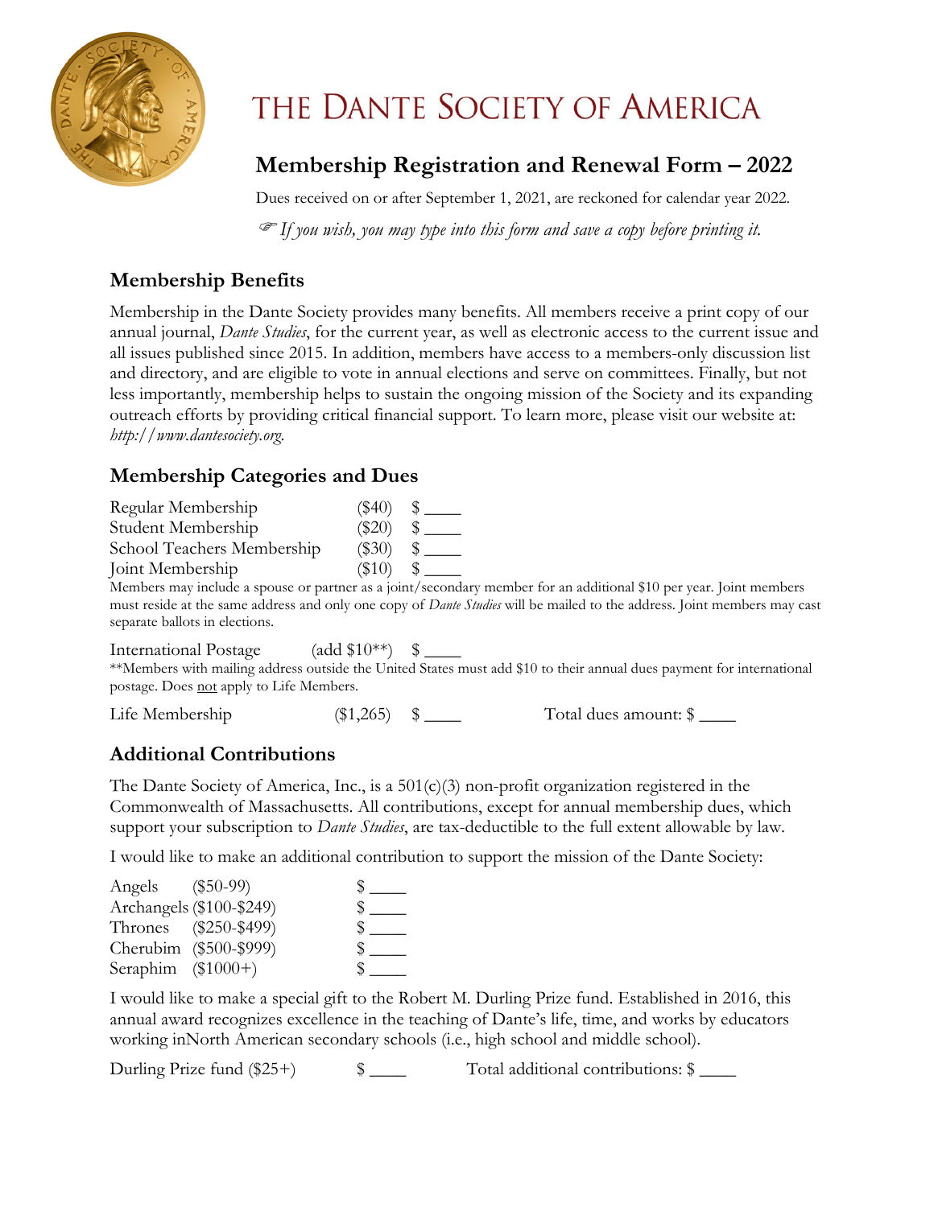# THE DANTE SOCIETY OF AMERICA

## Membership Registration and Renewal Form – 2022

Dues received on or after September 1, 2021, are reckoned for calendar year 2022.

☞ *If you wish, you may type into this form and save a copy before printing it.*

### Membership Benefits

Membership in the Dante Society provides many benefits. All members receive a print copy of our annual journal, *Dante Studies*, for the current year, as well as electronic access to the current issue and all issues published since 2015. In addition, members have access to a members-only discussion list and directory, and are eligible to vote in annual elections and serve on committees. Finally, but not less importantly, membership helps to sustain the ongoing mission of the Society and its expanding outreach efforts by providing critical financial support. To learn more, please visit our website at: *http://www.dantesociety.org.*

### Membership Categories and Dues

Regular Membership ($40) $ ____
Student Membership ($20) $ ____
School Teachers Membership ($30) $ ____
Joint Membership ($10) $ ____

Members may include a spouse or partner as a joint/secondary member for an additional $10 per year. Joint members must reside at the same address and only one copy of *Dante Studies* will be mailed to the address. Joint members may cast separate ballots in elections.

International Postage (add $10**) $ ____

**Members with mailing address outside the United States must add $10 to their annual dues payment for international postage. Does not apply to Life Members.

Life Membership ($1,265) $ ____ Total dues amount: $ ____

### Additional Contributions

The Dante Society of America, Inc., is a 501(c)(3) non-profit organization registered in the Commonwealth of Massachusetts. All contributions, except for annual membership dues, which support your subscription to *Dante Studies*, are tax-deductible to the full extent allowable by law.

I would like to make an additional contribution to support the mission of the Dante Society:

Angels ($50-99) $ ____
Archangels ($100-$249) $ ____
Thrones ($250-$499) $ ____
Cherubim ($500-$999) $ ____
Seraphim ($1000+) $ ____

I would like to make a special gift to the Robert M. Durling Prize fund. Established in 2016, this annual award recognizes excellence in the teaching of Dante's life, time, and works by educators working inNorth American secondary schools (i.e., high school and middle school).

Durling Prize fund ($25+) $ ____ Total additional contributions: $ ____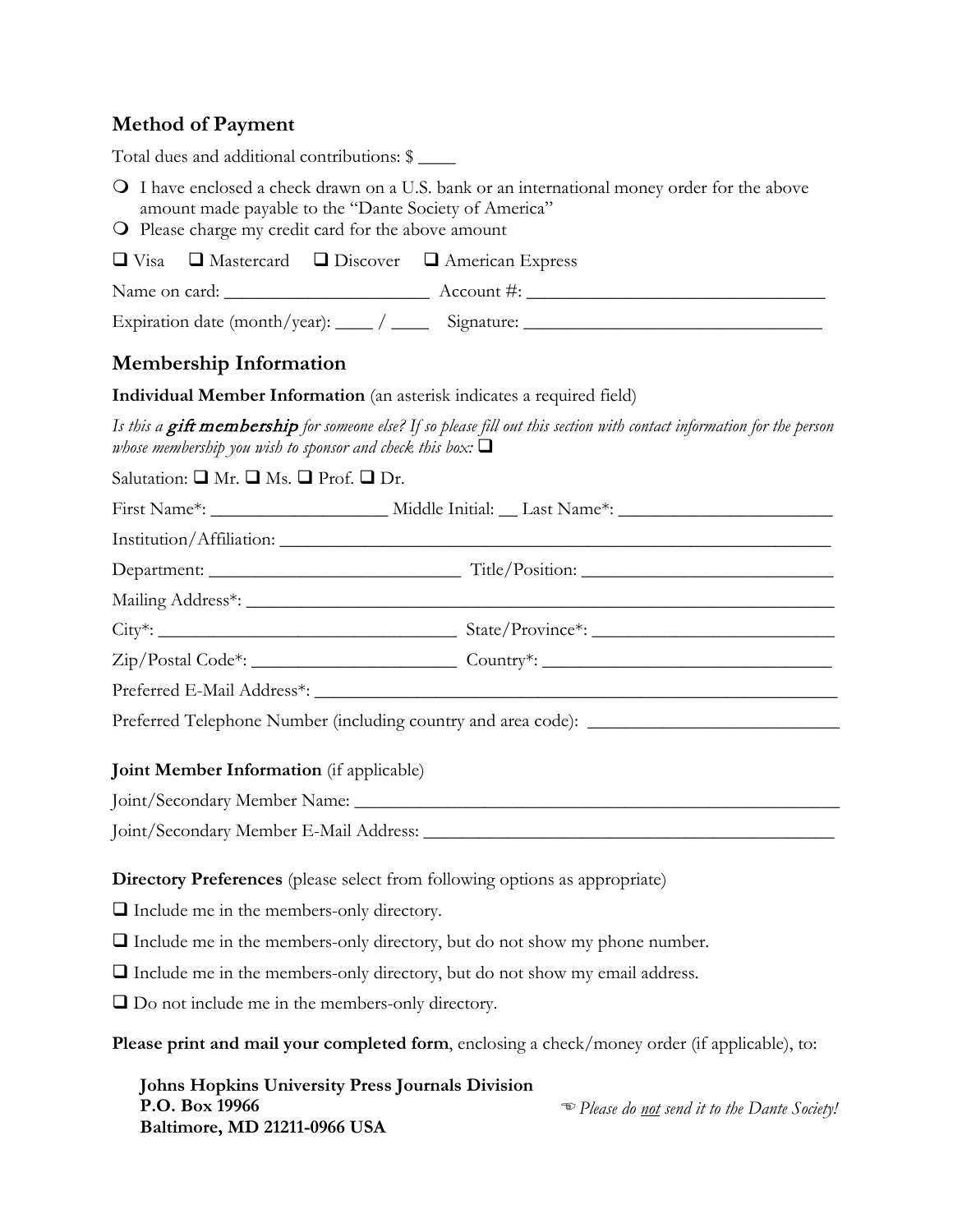## Method of Payment

Total dues and additional contributions: $ ____

- ❍ I have enclosed a check drawn on a U.S. bank or an international money order for the above amount made payable to the "Dante Society of America"
- ❍ Please charge my credit card for the above amount

❑ Visa ❑ Mastercard ❑ Discover ❑ American Express

Name on card: ______________________ Account #: ________________________________

Expiration date (month/year): ____ / ____ Signature: ________________________________

## Membership Information

**Individual Member Information** (an asterisk indicates a required field)

*Is this a **gift membership** for someone else? If so please fill out this section with contact information for the person whose membership you wish to sponsor and check this box:* ❑

Salutation: ❑ Mr. ❑ Ms. ❑ Prof. ❑ Dr.

First Name*: ___________________ Middle Initial: __ Last Name*: _______________________

Institution/Affiliation: ____________________________________________________________

Department: ___________________________ Title/Position: ___________________________

Mailing Address*: ________________________________________________________________

City*: _________________________________ State/Province*: __________________________

Zip/Postal Code*: ______________________ Country*: _______________________________

Preferred E-Mail Address*: _________________________________________________________

Preferred Telephone Number (including country and area code): ___________________________

**Joint Member Information** (if applicable)

Joint/Secondary Member Name: ______________________________________________________

Joint/Secondary Member E-Mail Address: _____________________________________________

**Directory Preferences** (please select from following options as appropriate)

❑ Include me in the members-only directory.

❑ Include me in the members-only directory, but do not show my phone number.

❑ Include me in the members-only directory, but do not show my email address.

❑ Do not include me in the members-only directory.

**Please print and mail your completed form**, enclosing a check/money order (if applicable), to:

**Johns Hopkins University Press Journals Division**
**P.O. Box 19966**
**Baltimore, MD 21211-0966 USA**

☜ *Please do not send it to the Dante Society!*